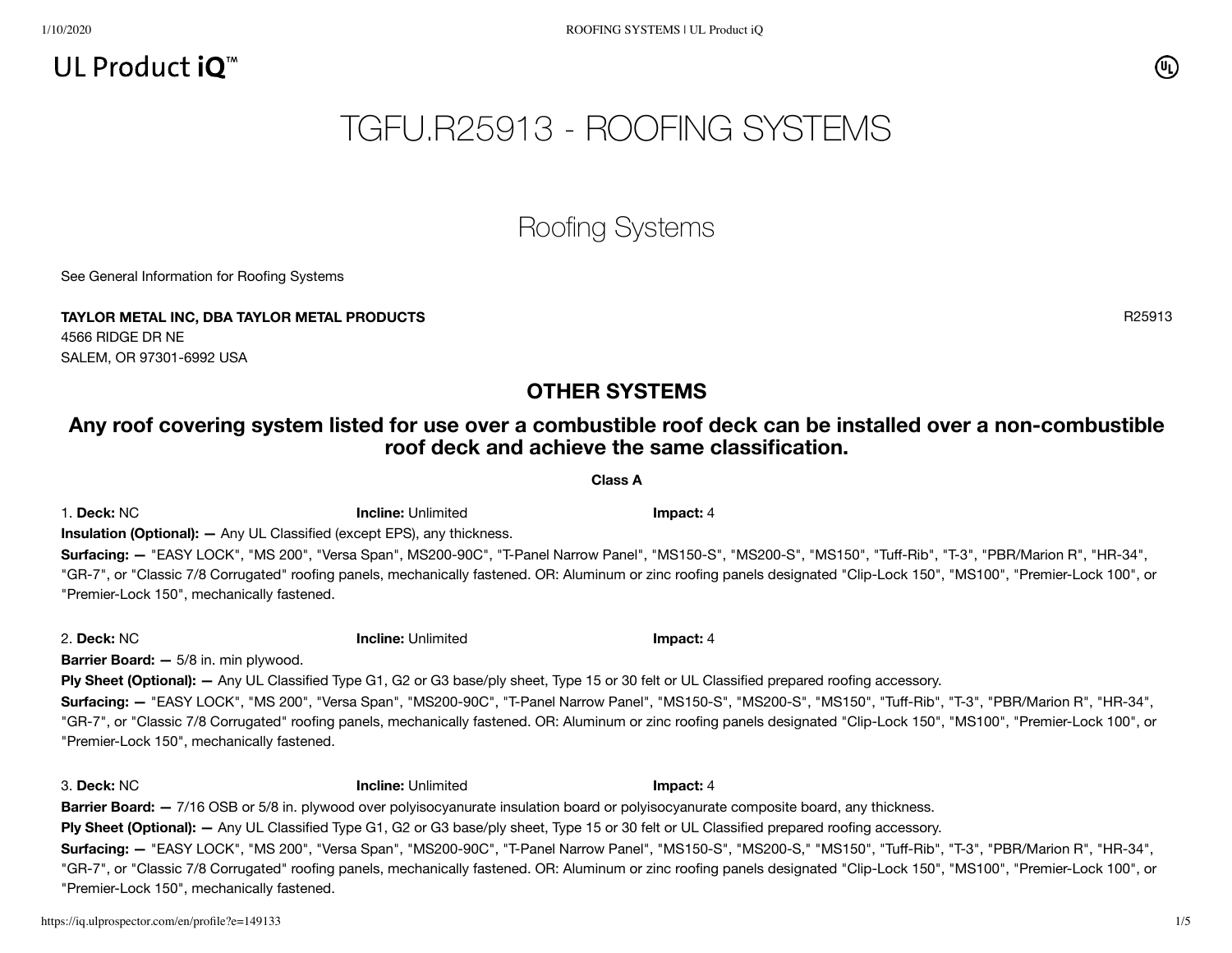UL Product iQ™

# TGFU.R25913 - ROOFING SYSTEMS

## Roofing Systems

See General Information for Roofing Systems

**TAYLOR METAL INC, DBA TAYLOR METAL PRODUCTS** R25913
4566 RIDGE DR NE
SALEM, OR 97301-6992 USA

## OTHER SYSTEMS

### Any roof covering system listed for use over a combustible roof deck can be installed over a non-combustible roof deck and achieve the same classification.

**Class A**

1. **Deck:** NC **Incline:** Unlimited **Impact:** 4

**Insulation (Optional): —** Any UL Classified (except EPS), any thickness.

**Surfacing: —** "EASY LOCK", "MS 200", "Versa Span", MS200-90C", "T-Panel Narrow Panel", "MS150-S", "MS200-S", "MS150", "Tuff-Rib", "T-3", "PBR/Marion R", "HR-34", "GR-7", or "Classic 7/8 Corrugated" roofing panels, mechanically fastened. OR: Aluminum or zinc roofing panels designated "Clip-Lock 150", "MS100", "Premier-Lock 100", or "Premier-Lock 150", mechanically fastened.

2. **Deck:** NC **Incline:** Unlimited **Impact:** 4

**Barrier Board: —** 5/8 in. min plywood.

**Ply Sheet (Optional): —** Any UL Classified Type G1, G2 or G3 base/ply sheet, Type 15 or 30 felt or UL Classified prepared roofing accessory.

**Surfacing: —** "EASY LOCK", "MS 200", "Versa Span", "MS200-90C", "T-Panel Narrow Panel", "MS150-S", "MS200-S", "MS150", "Tuff-Rib", "T-3", "PBR/Marion R", "HR-34", "GR-7", or "Classic 7/8 Corrugated" roofing panels, mechanically fastened. OR: Aluminum or zinc roofing panels designated "Clip-Lock 150", "MS100", "Premier-Lock 100", or "Premier-Lock 150", mechanically fastened.

3. **Deck:** NC **Incline:** Unlimited **Impact:** 4

**Barrier Board: —** 7/16 OSB or 5/8 in. plywood over polyisocyanurate insulation board or polyisocyanurate composite board, any thickness.

**Ply Sheet (Optional): —** Any UL Classified Type G1, G2 or G3 base/ply sheet, Type 15 or 30 felt or UL Classified prepared roofing accessory.

**Surfacing: —** "EASY LOCK", "MS 200", "Versa Span", "MS200-90C", "T-Panel Narrow Panel", "MS150-S", "MS200-S," "MS150", "Tuff-Rib", "T-3", "PBR/Marion R", "HR-34", "GR-7", or "Classic 7/8 Corrugated" roofing panels, mechanically fastened. OR: Aluminum or zinc roofing panels designated "Clip-Lock 150", "MS100", "Premier-Lock 100", or "Premier-Lock 150", mechanically fastened.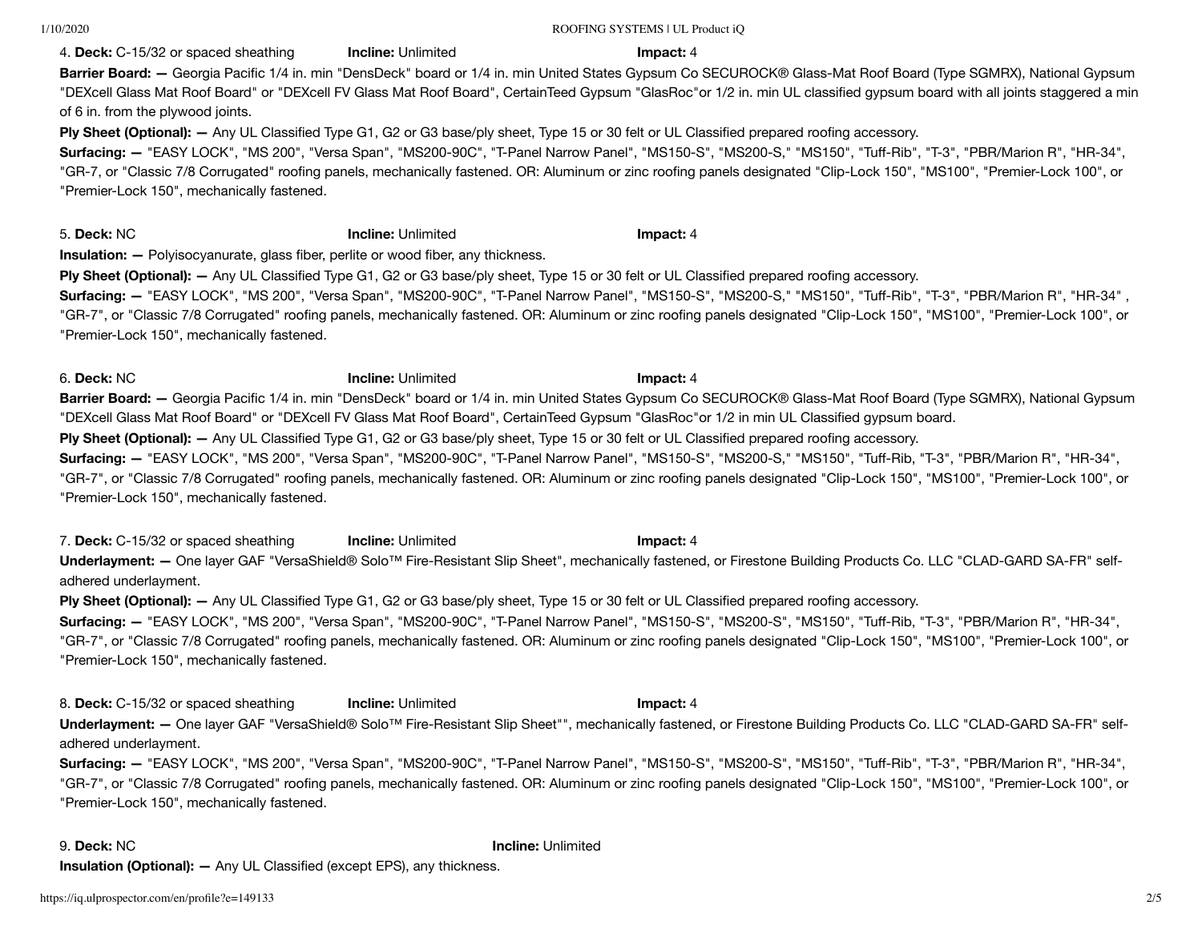4. **Deck:** C-15/32 or spaced sheathing **Incline:** Unlimited **Impact:** 4

**Barrier Board: —** Georgia Pacific 1/4 in. min "DensDeck" board or 1/4 in. min United States Gypsum Co SECUROCK® Glass-Mat Roof Board (Type SGMRX), National Gypsum "DEXcell Glass Mat Roof Board" or "DEXcell FV Glass Mat Roof Board", CertainTeed Gypsum "GlasRoc"or 1/2 in. min UL classified gypsum board with all joints staggered a min of 6 in. from the plywood joints.

**Ply Sheet (Optional): —** Any UL Classified Type G1, G2 or G3 base/ply sheet, Type 15 or 30 felt or UL Classified prepared roofing accessory.

**Surfacing: —** "EASY LOCK", "MS 200", "Versa Span", "MS200-90C", "T-Panel Narrow Panel", "MS150-S", "MS200-S," "MS150", "Tuff-Rib", "T-3", "PBR/Marion R", "HR-34", "GR-7, or "Classic 7/8 Corrugated" roofing panels, mechanically fastened. OR: Aluminum or zinc roofing panels designated "Clip-Lock 150", "MS100", "Premier-Lock 100", or "Premier-Lock 150", mechanically fastened.

5. **Deck:** NC **Incline:** Unlimited **Impact:** 4

**Insulation: —** Polyisocyanurate, glass fiber, perlite or wood fiber, any thickness.

**Ply Sheet (Optional): —** Any UL Classified Type G1, G2 or G3 base/ply sheet, Type 15 or 30 felt or UL Classified prepared roofing accessory.

**Surfacing: —** "EASY LOCK", "MS 200", "Versa Span", "MS200-90C", "T-Panel Narrow Panel", "MS150-S", "MS200-S," "MS150", "Tuff-Rib", "T-3", "PBR/Marion R", "HR-34" , "GR-7", or "Classic 7/8 Corrugated" roofing panels, mechanically fastened. OR: Aluminum or zinc roofing panels designated "Clip-Lock 150", "MS100", "Premier-Lock 100", or "Premier-Lock 150", mechanically fastened.

6. **Deck:** NC **Incline:** Unlimited **Impact:** 4

**Barrier Board: —** Georgia Pacific 1/4 in. min "DensDeck" board or 1/4 in. min United States Gypsum Co SECUROCK® Glass-Mat Roof Board (Type SGMRX), National Gypsum "DEXcell Glass Mat Roof Board" or "DEXcell FV Glass Mat Roof Board", CertainTeed Gypsum "GlasRoc"or 1/2 in min UL Classified gypsum board.

**Ply Sheet (Optional): —** Any UL Classified Type G1, G2 or G3 base/ply sheet, Type 15 or 30 felt or UL Classified prepared roofing accessory.

**Surfacing: —** "EASY LOCK", "MS 200", "Versa Span", "MS200-90C", "T-Panel Narrow Panel", "MS150-S", "MS200-S," "MS150", "Tuff-Rib, "T-3", "PBR/Marion R", "HR-34", "GR-7", or "Classic 7/8 Corrugated" roofing panels, mechanically fastened. OR: Aluminum or zinc roofing panels designated "Clip-Lock 150", "MS100", "Premier-Lock 100", or "Premier-Lock 150", mechanically fastened.

7. **Deck:** C-15/32 or spaced sheathing **Incline:** Unlimited **Impact:** 4

**Underlayment: —** One layer GAF "VersaShield® Solo™ Fire-Resistant Slip Sheet", mechanically fastened, or Firestone Building Products Co. LLC "CLAD-GARD SA-FR" self-adhered underlayment.

**Ply Sheet (Optional): —** Any UL Classified Type G1, G2 or G3 base/ply sheet, Type 15 or 30 felt or UL Classified prepared roofing accessory.

**Surfacing: —** "EASY LOCK", "MS 200", "Versa Span", "MS200-90C", "T-Panel Narrow Panel", "MS150-S", "MS200-S", "MS150", "Tuff-Rib, "T-3", "PBR/Marion R", "HR-34", "GR-7", or "Classic 7/8 Corrugated" roofing panels, mechanically fastened. OR: Aluminum or zinc roofing panels designated "Clip-Lock 150", "MS100", "Premier-Lock 100", or "Premier-Lock 150", mechanically fastened.

8. **Deck:** C-15/32 or spaced sheathing **Incline:** Unlimited **Impact:** 4

**Underlayment: —** One layer GAF "VersaShield® Solo™ Fire-Resistant Slip Sheet"", mechanically fastened, or Firestone Building Products Co. LLC "CLAD-GARD SA-FR" self-adhered underlayment.

**Surfacing: —** "EASY LOCK", "MS 200", "Versa Span", "MS200-90C", "T-Panel Narrow Panel", "MS150-S", "MS200-S", "MS150", "Tuff-Rib", "T-3", "PBR/Marion R", "HR-34", "GR-7", or "Classic 7/8 Corrugated" roofing panels, mechanically fastened. OR: Aluminum or zinc roofing panels designated "Clip-Lock 150", "MS100", "Premier-Lock 100", or "Premier-Lock 150", mechanically fastened.

9. **Deck:** NC **Incline:** Unlimited

**Insulation (Optional): —** Any UL Classified (except EPS), any thickness.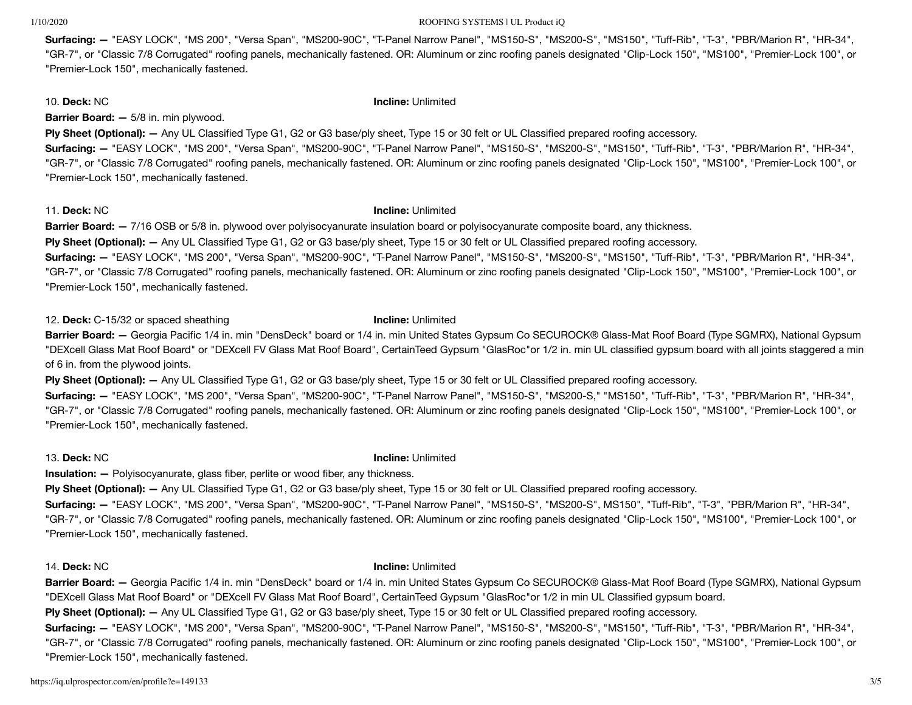**Surfacing: —** "EASY LOCK", "MS 200", "Versa Span", "MS200-90C", "T-Panel Narrow Panel", "MS150-S", "MS200-S", "MS150", "Tuff-Rib", "T-3", "PBR/Marion R", "HR-34", "GR-7", or "Classic 7/8 Corrugated" roofing panels, mechanically fastened. OR: Aluminum or zinc roofing panels designated "Clip-Lock 150", "MS100", "Premier-Lock 100", or "Premier-Lock 150", mechanically fastened.

10. **Deck:** NC **Incline:** Unlimited

**Barrier Board: —** 5/8 in. min plywood.

**Ply Sheet (Optional): —** Any UL Classified Type G1, G2 or G3 base/ply sheet, Type 15 or 30 felt or UL Classified prepared roofing accessory.

**Surfacing: —** "EASY LOCK", "MS 200", "Versa Span", "MS200-90C", "T-Panel Narrow Panel", "MS150-S", "MS200-S", "MS150", "Tuff-Rib", "T-3", "PBR/Marion R", "HR-34", "GR-7", or "Classic 7/8 Corrugated" roofing panels, mechanically fastened. OR: Aluminum or zinc roofing panels designated "Clip-Lock 150", "MS100", "Premier-Lock 100", or "Premier-Lock 150", mechanically fastened.

11. **Deck:** NC **Incline:** Unlimited

**Barrier Board: —** 7/16 OSB or 5/8 in. plywood over polyisocyanurate insulation board or polyisocyanurate composite board, any thickness.

**Ply Sheet (Optional): —** Any UL Classified Type G1, G2 or G3 base/ply sheet, Type 15 or 30 felt or UL Classified prepared roofing accessory.

**Surfacing: —** "EASY LOCK", "MS 200", "Versa Span", "MS200-90C", "T-Panel Narrow Panel", "MS150-S", "MS200-S", "MS150", "Tuff-Rib", "T-3", "PBR/Marion R", "HR-34", "GR-7", or "Classic 7/8 Corrugated" roofing panels, mechanically fastened. OR: Aluminum or zinc roofing panels designated "Clip-Lock 150", "MS100", "Premier-Lock 100", or "Premier-Lock 150", mechanically fastened.

12. **Deck:** C-15/32 or spaced sheathing **Incline:** Unlimited

**Barrier Board: —** Georgia Pacific 1/4 in. min "DensDeck" board or 1/4 in. min United States Gypsum Co SECUROCK® Glass-Mat Roof Board (Type SGMRX), National Gypsum "DEXcell Glass Mat Roof Board" or "DEXcell FV Glass Mat Roof Board", CertainTeed Gypsum "GlasRoc"or 1/2 in. min UL classified gypsum board with all joints staggered a min of 6 in. from the plywood joints.

**Ply Sheet (Optional): —** Any UL Classified Type G1, G2 or G3 base/ply sheet, Type 15 or 30 felt or UL Classified prepared roofing accessory.

**Surfacing: —** "EASY LOCK", "MS 200", "Versa Span", "MS200-90C", "T-Panel Narrow Panel", "MS150-S", "MS200-S," "MS150", "Tuff-Rib", "T-3", "PBR/Marion R", "HR-34", "GR-7", or "Classic 7/8 Corrugated" roofing panels, mechanically fastened. OR: Aluminum or zinc roofing panels designated "Clip-Lock 150", "MS100", "Premier-Lock 100", or "Premier-Lock 150", mechanically fastened.

13. **Deck:** NC **Incline:** Unlimited

**Insulation: —** Polyisocyanurate, glass fiber, perlite or wood fiber, any thickness.

**Ply Sheet (Optional): —** Any UL Classified Type G1, G2 or G3 base/ply sheet, Type 15 or 30 felt or UL Classified prepared roofing accessory.

**Surfacing: —** "EASY LOCK", "MS 200", "Versa Span", "MS200-90C", "T-Panel Narrow Panel", "MS150-S", "MS200-S", MS150", "Tuff-Rib", "T-3", "PBR/Marion R", "HR-34", "GR-7", or "Classic 7/8 Corrugated" roofing panels, mechanically fastened. OR: Aluminum or zinc roofing panels designated "Clip-Lock 150", "MS100", "Premier-Lock 100", or "Premier-Lock 150", mechanically fastened.

14. **Deck:** NC **Incline:** Unlimited

**Barrier Board: —** Georgia Pacific 1/4 in. min "DensDeck" board or 1/4 in. min United States Gypsum Co SECUROCK® Glass-Mat Roof Board (Type SGMRX), National Gypsum "DEXcell Glass Mat Roof Board" or "DEXcell FV Glass Mat Roof Board", CertainTeed Gypsum "GlasRoc"or 1/2 in min UL Classified gypsum board.

**Ply Sheet (Optional): —** Any UL Classified Type G1, G2 or G3 base/ply sheet, Type 15 or 30 felt or UL Classified prepared roofing accessory.

**Surfacing: —** "EASY LOCK", "MS 200", "Versa Span", "MS200-90C", "T-Panel Narrow Panel", "MS150-S", "MS200-S", "MS150", "Tuff-Rib", "T-3", "PBR/Marion R", "HR-34", "GR-7", or "Classic 7/8 Corrugated" roofing panels, mechanically fastened. OR: Aluminum or zinc roofing panels designated "Clip-Lock 150", "MS100", "Premier-Lock 100", or "Premier-Lock 150", mechanically fastened.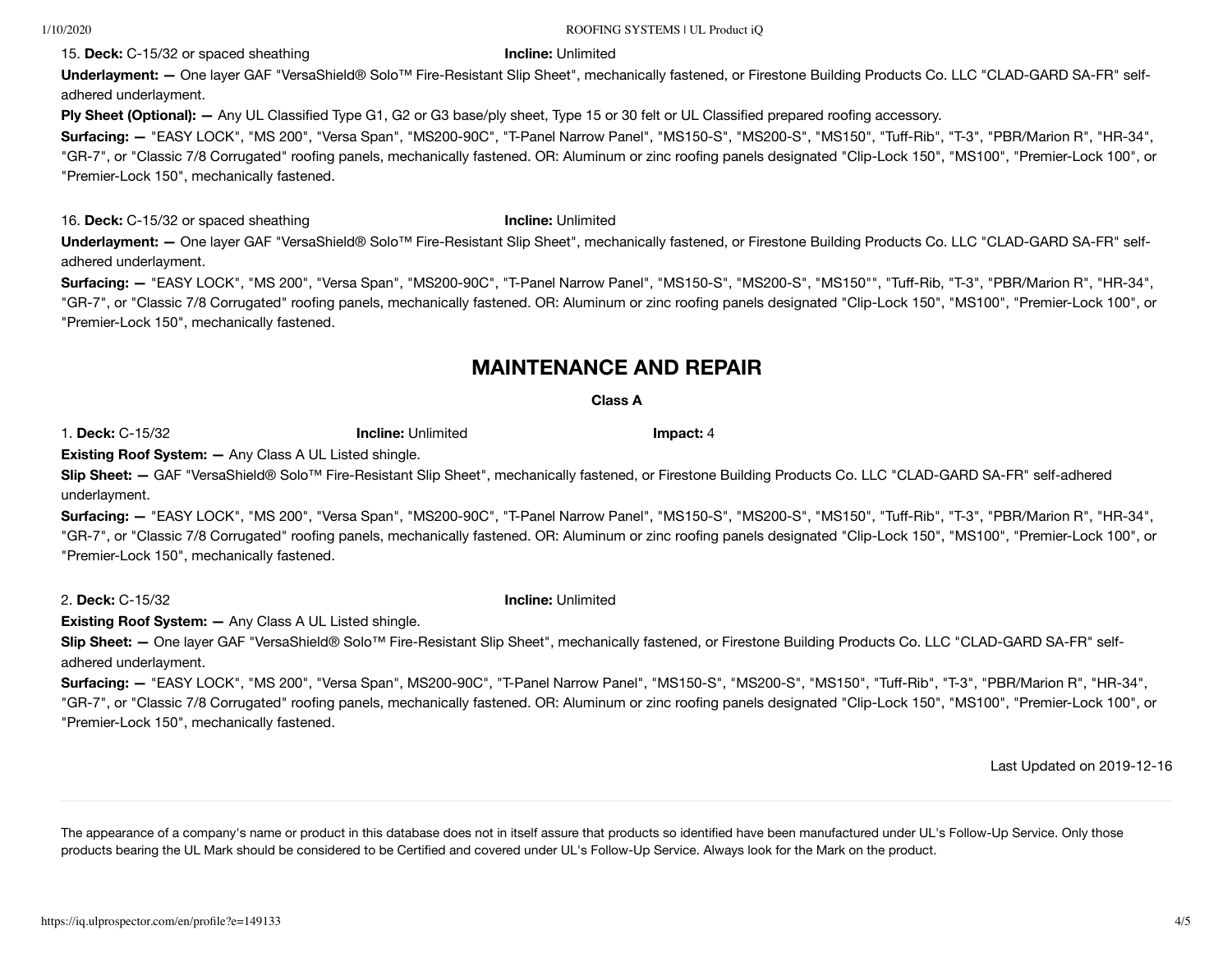15. **Deck:** C-15/32 or spaced sheathing **Incline:** Unlimited

**Underlayment: —** One layer GAF "VersaShield® Solo™ Fire-Resistant Slip Sheet", mechanically fastened, or Firestone Building Products Co. LLC "CLAD-GARD SA-FR" self-adhered underlayment.

**Ply Sheet (Optional): —** Any UL Classified Type G1, G2 or G3 base/ply sheet, Type 15 or 30 felt or UL Classified prepared roofing accessory.

**Surfacing: —** "EASY LOCK", "MS 200", "Versa Span", "MS200-90C", "T-Panel Narrow Panel", "MS150-S", "MS200-S", "MS150", "Tuff-Rib", "T-3", "PBR/Marion R", "HR-34", "GR-7", or "Classic 7/8 Corrugated" roofing panels, mechanically fastened. OR: Aluminum or zinc roofing panels designated "Clip-Lock 150", "MS100", "Premier-Lock 100", or "Premier-Lock 150", mechanically fastened.

16. **Deck:** C-15/32 or spaced sheathing **Incline:** Unlimited

**Underlayment: —** One layer GAF "VersaShield® Solo™ Fire-Resistant Slip Sheet", mechanically fastened, or Firestone Building Products Co. LLC "CLAD-GARD SA-FR" self-adhered underlayment.

**Surfacing: —** "EASY LOCK", "MS 200", "Versa Span", "MS200-90C", "T-Panel Narrow Panel", "MS150-S", "MS200-S", "MS150"", "Tuff-Rib, "T-3", "PBR/Marion R", "HR-34", "GR-7", or "Classic 7/8 Corrugated" roofing panels, mechanically fastened. OR: Aluminum or zinc roofing panels designated "Clip-Lock 150", "MS100", "Premier-Lock 100", or "Premier-Lock 150", mechanically fastened.

## MAINTENANCE AND REPAIR

**Class A**

1. **Deck:** C-15/32 **Incline:** Unlimited **Impact:** 4

**Existing Roof System: —** Any Class A UL Listed shingle.

**Slip Sheet: —** GAF "VersaShield® Solo™ Fire-Resistant Slip Sheet", mechanically fastened, or Firestone Building Products Co. LLC "CLAD-GARD SA-FR" self-adhered underlayment.

**Surfacing: —** "EASY LOCK", "MS 200", "Versa Span", "MS200-90C", "T-Panel Narrow Panel", "MS150-S", "MS200-S", "MS150", "Tuff-Rib", "T-3", "PBR/Marion R", "HR-34", "GR-7", or "Classic 7/8 Corrugated" roofing panels, mechanically fastened. OR: Aluminum or zinc roofing panels designated "Clip-Lock 150", "MS100", "Premier-Lock 100", or "Premier-Lock 150", mechanically fastened.

2. **Deck:** C-15/32 **Incline:** Unlimited

**Existing Roof System: —** Any Class A UL Listed shingle.

**Slip Sheet: —** One layer GAF "VersaShield® Solo™ Fire-Resistant Slip Sheet", mechanically fastened, or Firestone Building Products Co. LLC "CLAD-GARD SA-FR" self-adhered underlayment.

**Surfacing: —** "EASY LOCK", "MS 200", "Versa Span", MS200-90C", "T-Panel Narrow Panel", "MS150-S", "MS200-S", "MS150", "Tuff-Rib", "T-3", "PBR/Marion R", "HR-34", "GR-7", or "Classic 7/8 Corrugated" roofing panels, mechanically fastened. OR: Aluminum or zinc roofing panels designated "Clip-Lock 150", "MS100", "Premier-Lock 100", or "Premier-Lock 150", mechanically fastened.

Last Updated on 2019-12-16

---

The appearance of a company's name or product in this database does not in itself assure that products so identified have been manufactured under UL's Follow-Up Service. Only those products bearing the UL Mark should be considered to be Certified and covered under UL's Follow-Up Service. Always look for the Mark on the product.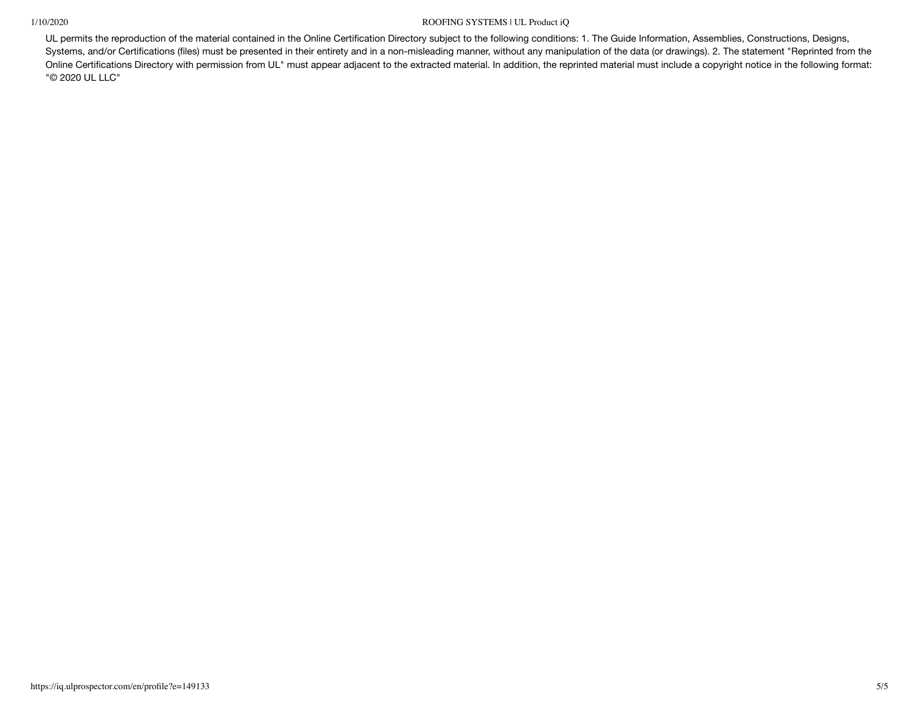UL permits the reproduction of the material contained in the Online Certification Directory subject to the following conditions: 1. The Guide Information, Assemblies, Constructions, Designs, Systems, and/or Certifications (files) must be presented in their entirety and in a non-misleading manner, without any manipulation of the data (or drawings). 2. The statement "Reprinted from the Online Certifications Directory with permission from UL" must appear adjacent to the extracted material. In addition, the reprinted material must include a copyright notice in the following format: "© 2020 UL LLC"